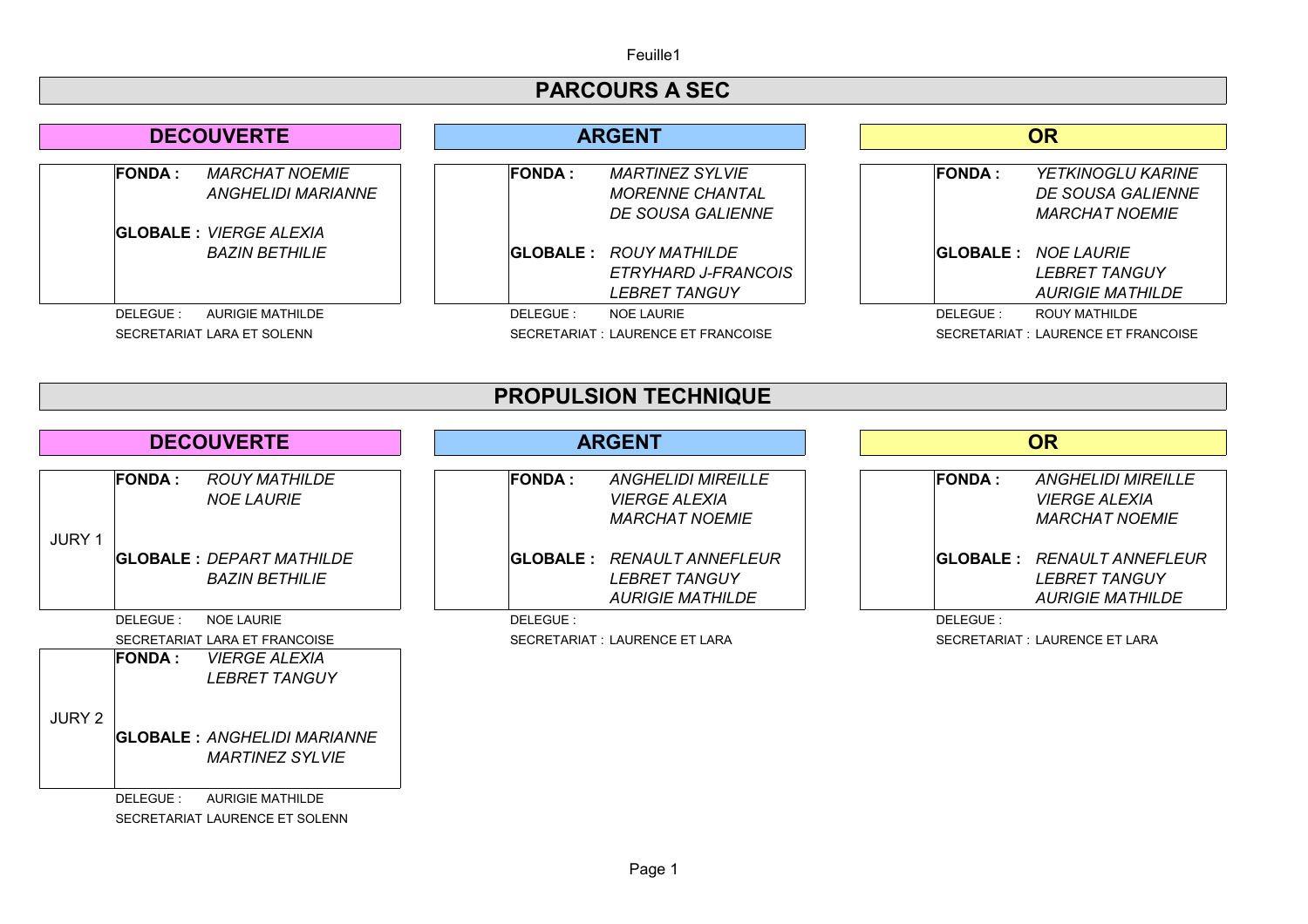# PARCOURS A SEC

## DECOUVERTE

**FONDA :** *MARCHAT NOEMIE*
*ANGHELIDI MARIANNE*

**GLOBALE :** *VIERGE ALEXIA*
*BAZIN BETHILIE*

DELEGUE : AURIGIE MATHILDE
SECRETARIAT LARA ET SOLENN

## ARGENT

**FONDA :** *MARTINEZ SYLVIE*
*MORENNE CHANTAL*
*DE SOUSA GALIENNE*

**GLOBALE :** *ROUY MATHILDE*
*ETRYHARD J-FRANCOIS*
*LEBRET TANGUY*

DELEGUE : NOE LAURIE
SECRETARIAT : LAURENCE ET FRANCOISE

## OR

**FONDA :** *YETKINOGLU KARINE*
*DE SOUSA GALIENNE*
*MARCHAT NOEMIE*

**GLOBALE :** *NOE LAURIE*
*LEBRET TANGUY*
*AURIGIE MATHILDE*

DELEGUE : ROUY MATHILDE
SECRETARIAT : LAURENCE ET FRANCOISE

# PROPULSION TECHNIQUE

## DECOUVERTE

### JURY 1

**FONDA :** *ROUY MATHILDE*
*NOE LAURIE*

**GLOBALE :** *DEPART MATHILDE*
*BAZIN BETHILIE*

DELEGUE : NOE LAURIE
SECRETARIAT LARA ET FRANCOISE

### JURY 2

**FONDA :** *VIERGE ALEXIA*
*LEBRET TANGUY*

**GLOBALE :** *ANGHELIDI MARIANNE*
*MARTINEZ SYLVIE*

DELEGUE : AURIGIE MATHILDE
SECRETARIAT LAURENCE ET SOLENN

## ARGENT

**FONDA :** *ANGHELIDI MIREILLE*
*VIERGE ALEXIA*
*MARCHAT NOEMIE*

**GLOBALE :** *RENAULT ANNEFLEUR*
*LEBRET TANGUY*
*AURIGIE MATHILDE*

DELEGUE :
SECRETARIAT : LAURENCE ET LARA

## OR

**FONDA :** *ANGHELIDI MIREILLE*
*VIERGE ALEXIA*
*MARCHAT NOEMIE*

**GLOBALE :** *RENAULT ANNEFLEUR*
*LEBRET TANGUY*
*AURIGIE MATHILDE*

DELEGUE :
SECRETARIAT : LAURENCE ET LARA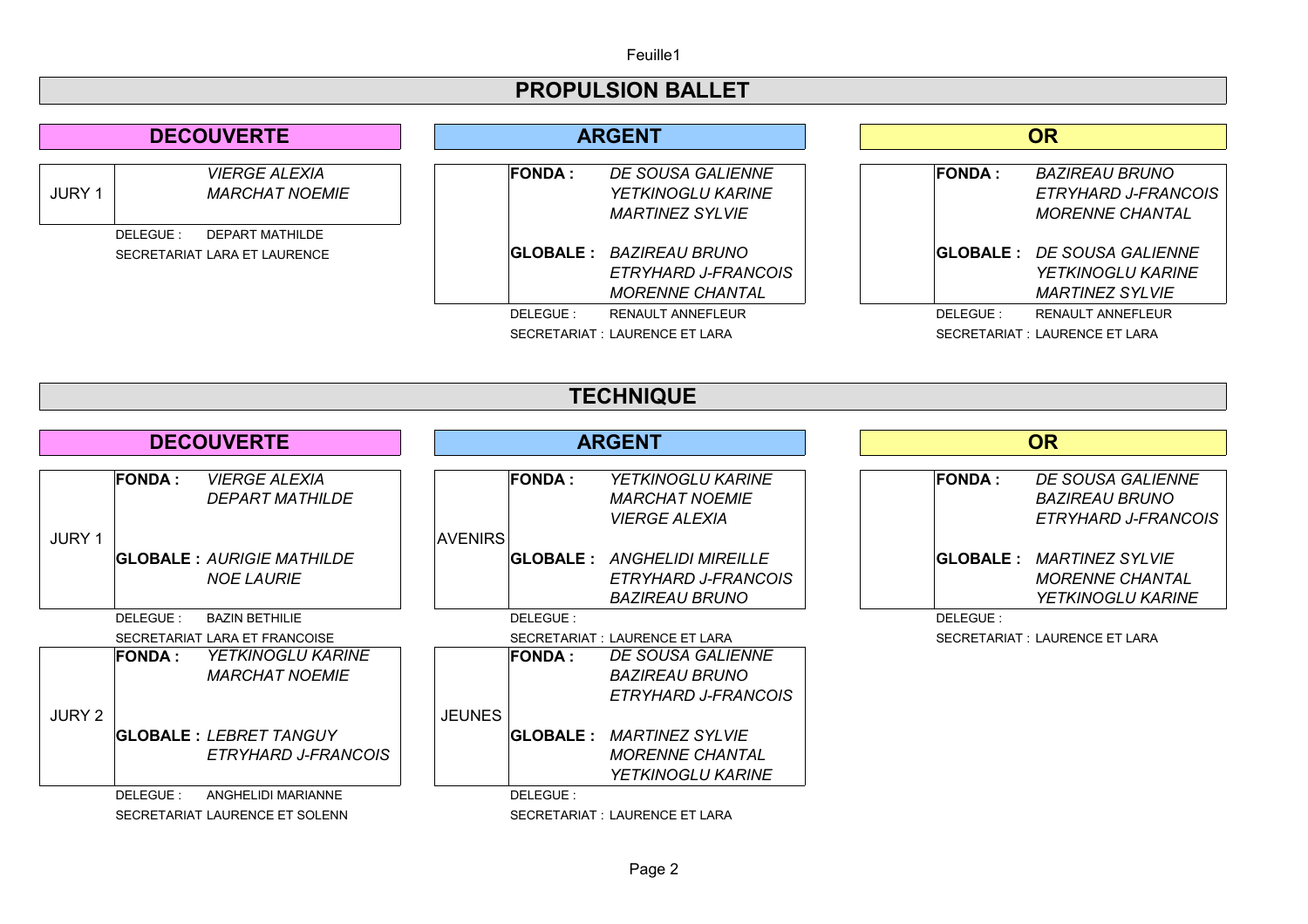# PROPULSION BALLET

## DECOUVERTE

| | | |
|---|---|---|
| JURY 1 | | *VIERGE ALEXIA*<br>*MARCHAT NOEMIE* |

DELEGUE : DEPART MATHILDE

SECRETARIAT LARA ET LAURENCE

## ARGENT

| | | |
|---|---|---|
| | **FONDA :** | *DE SOUSA GALIENNE*<br>*YETKINOGLU KARINE*<br>*MARTINEZ SYLVIE* |
| | **GLOBALE :** | *BAZIREAU BRUNO*<br>*ETRYHARD J-FRANCOIS*<br>*MORENNE CHANTAL* |

DELEGUE : RENAULT ANNEFLEUR

SECRETARIAT : LAURENCE ET LARA

## OR

| | | |
|---|---|---|
| | **FONDA :** | *BAZIREAU BRUNO*<br>*ETRYHARD J-FRANCOIS*<br>*MORENNE CHANTAL* |
| | **GLOBALE :** | *DE SOUSA GALIENNE*<br>*YETKINOGLU KARINE*<br>*MARTINEZ SYLVIE* |

DELEGUE : RENAULT ANNEFLEUR

SECRETARIAT : LAURENCE ET LARA

# TECHNIQUE

## DECOUVERTE

| | | |
|---|---|---|
| JURY 1 | **FONDA :** | *VIERGE ALEXIA*<br>*DEPART MATHILDE* |
| | **GLOBALE :** | *AURIGIE MATHILDE*<br>*NOE LAURIE* |

DELEGUE : BAZIN BETHILIE

SECRETARIAT LARA ET FRANCOISE

| | | |
|---|---|---|
| JURY 2 | **FONDA :** | *YETKINOGLU KARINE*<br>*MARCHAT NOEMIE* |
| | **GLOBALE :** | *LEBRET TANGUY*<br>*ETRYHARD J-FRANCOIS* |

DELEGUE : ANGHELIDI MARIANNE

SECRETARIAT LAURENCE ET SOLENN

## ARGENT

| | | |
|---|---|---|
| AVENIRS | **FONDA :** | *YETKINOGLU KARINE*<br>*MARCHAT NOEMIE*<br>*VIERGE ALEXIA* |
| | **GLOBALE :** | *ANGHELIDI MIREILLE*<br>*ETRYHARD J-FRANCOIS*<br>*BAZIREAU BRUNO* |

DELEGUE :

SECRETARIAT : LAURENCE ET LARA

| | | |
|---|---|---|
| JEUNES | **FONDA :** | *DE SOUSA GALIENNE*<br>*BAZIREAU BRUNO*<br>*ETRYHARD J-FRANCOIS* |
| | **GLOBALE :** | *MARTINEZ SYLVIE*<br>*MORENNE CHANTAL*<br>*YETKINOGLU KARINE* |

DELEGUE :

SECRETARIAT : LAURENCE ET LARA

## OR

| | | |
|---|---|---|
| | **FONDA :** | *DE SOUSA GALIENNE*<br>*BAZIREAU BRUNO*<br>*ETRYHARD J-FRANCOIS* |
| | **GLOBALE :** | *MARTINEZ SYLVIE*<br>*MORENNE CHANTAL*<br>*YETKINOGLU KARINE* |

DELEGUE :

SECRETARIAT : LAURENCE ET LARA